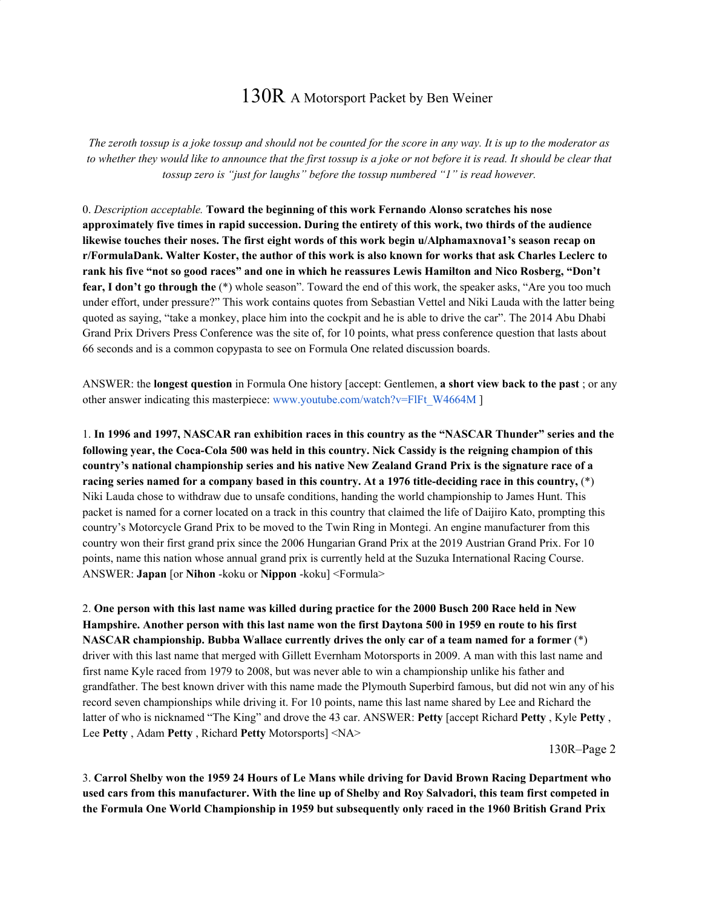# 130R A Motorsport Packet by Ben Weiner

*The zeroth tossup is a joke tossup and should not be counted for the score in any way. It is up to the moderator as to whether they would like to announce that the first tossup is a joke or not before it is read. It should be clear that tossup zero is "just for laughs" before the tossup numbered "1" is read however.*

0. *Description acceptable.* **Toward the beginning of this work Fernando Alonso scratches his nose approximately five times in rapid succession. During the entirety of this work, two thirds of the audience likewise touches their noses. The first eight words of this work begin u/Alphamaxnova1's season recap on r/FormulaDank. Walter Koster, the author of this work is also known for works that ask Charles Leclerc to rank his five "not so good races" and one in which he reassures Lewis Hamilton and Nico Rosberg, "Don't fear, I don't go through the** (*) whole season". Toward the end of this work, the speaker asks, "Are you too much under effort, under pressure?" This work contains quotes from Sebastian Vettel and Niki Lauda with the latter being quoted as saying, "take a monkey, place him into the cockpit and he is able to drive the car". The 2014 Abu Dhabi Grand Prix Drivers Press Conference was the site of, for 10 points, what press conference question that lasts about 66 seconds and is a common copypasta to see on Formula One related discussion boards.

ANSWER: the **longest question** in Formula One history [accept: Gentlemen, **a short view back to the past** ; or any other answer indicating this masterpiece: www.youtube.com/watch?v=FlFt_W4664M ]

1. **In 1996 and 1997, NASCAR ran exhibition races in this country as the "NASCAR Thunder" series and the following year, the Coca-Cola 500 was held in this country. Nick Cassidy is the reigning champion of this country's national championship series and his native New Zealand Grand Prix is the signature race of a racing series named for a company based in this country. At a 1976 title-deciding race in this country,** (*) Niki Lauda chose to withdraw due to unsafe conditions, handing the world championship to James Hunt. This packet is named for a corner located on a track in this country that claimed the life of Daijiro Kato, prompting this country's Motorcycle Grand Prix to be moved to the Twin Ring in Montegi. An engine manufacturer from this country won their first grand prix since the 2006 Hungarian Grand Prix at the 2019 Austrian Grand Prix. For 10 points, name this nation whose annual grand prix is currently held at the Suzuka International Racing Course.
ANSWER: **Japan** [or **Nihon** -koku or **Nippon** -koku] <Formula>

2. **One person with this last name was killed during practice for the 2000 Busch 200 Race held in New Hampshire. Another person with this last name won the first Daytona 500 in 1959 en route to his first NASCAR championship. Bubba Wallace currently drives the only car of a team named for a former** (*) driver with this last name that merged with Gillett Evernham Motorsports in 2009. A man with this last name and first name Kyle raced from 1979 to 2008, but was never able to win a championship unlike his father and grandfather. The best known driver with this name made the Plymouth Superbird famous, but did not win any of his record seven championships while driving it. For 10 points, name this last name shared by Lee and Richard the latter of who is nicknamed "The King" and drove the 43 car. ANSWER: **Petty** [accept Richard **Petty** , Kyle **Petty** , Lee **Petty** , Adam **Petty** , Richard **Petty** Motorsports] <NA>

3. **Carrol Shelby won the 1959 24 Hours of Le Mans while driving for David Brown Racing Department who used cars from this manufacturer. With the line up of Shelby and Roy Salvadori, this team first competed in the Formula One World Championship in 1959 but subsequently only raced in the 1960 British Grand Prix**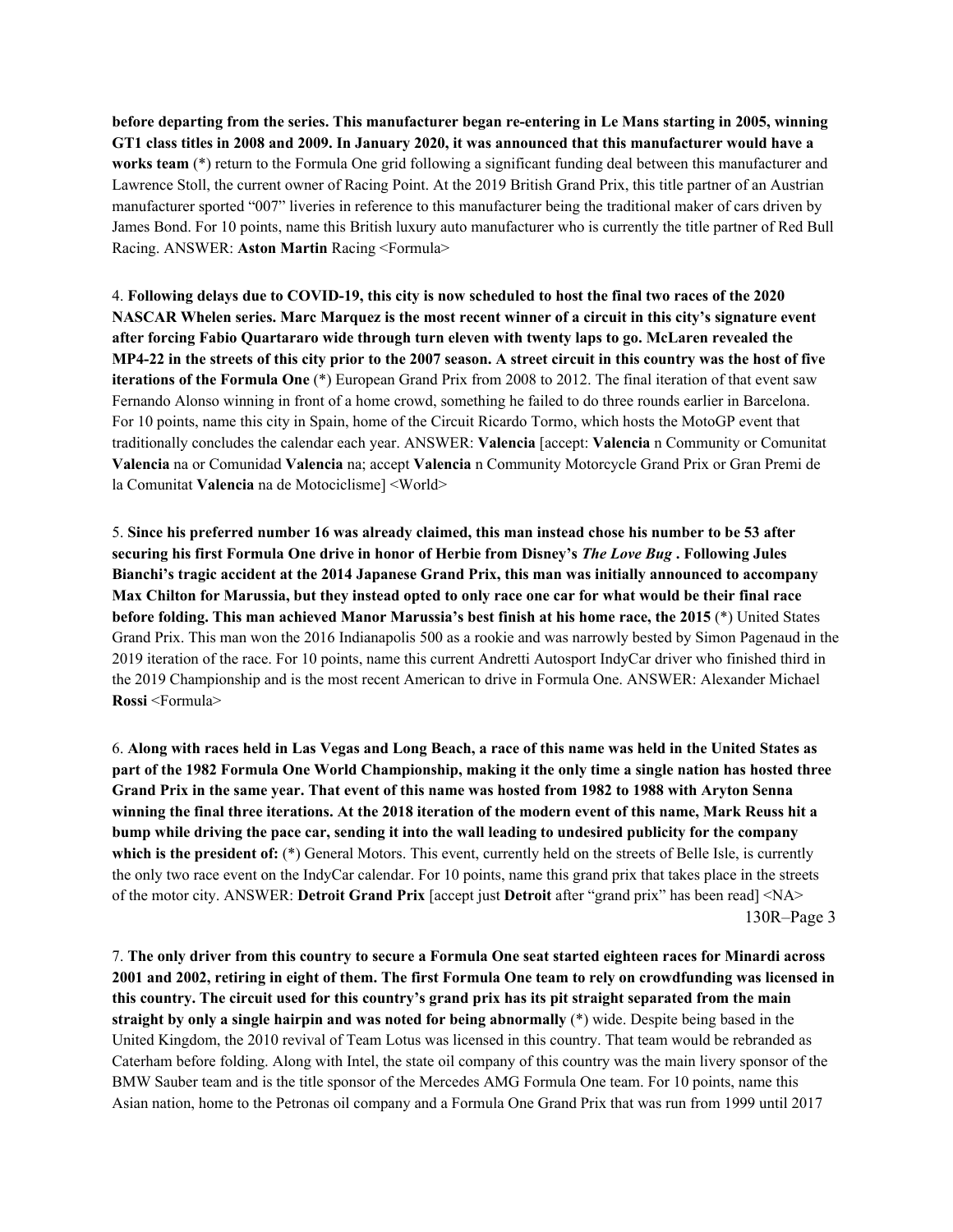**before departing from the series. This manufacturer began re-entering in Le Mans starting in 2005, winning GT1 class titles in 2008 and 2009. In January 2020, it was announced that this manufacturer would have a works team** (*) return to the Formula One grid following a significant funding deal between this manufacturer and Lawrence Stoll, the current owner of Racing Point. At the 2019 British Grand Prix, this title partner of an Austrian manufacturer sported "007" liveries in reference to this manufacturer being the traditional maker of cars driven by James Bond. For 10 points, name this British luxury auto manufacturer who is currently the title partner of Red Bull Racing. ANSWER: **Aston Martin** Racing <Formula>

4. **Following delays due to COVID-19, this city is now scheduled to host the final two races of the 2020 NASCAR Whelen series. Marc Marquez is the most recent winner of a circuit in this city's signature event after forcing Fabio Quartararo wide through turn eleven with twenty laps to go. McLaren revealed the MP4-22 in the streets of this city prior to the 2007 season. A street circuit in this country was the host of five iterations of the Formula One** (*) European Grand Prix from 2008 to 2012. The final iteration of that event saw Fernando Alonso winning in front of a home crowd, something he failed to do three rounds earlier in Barcelona. For 10 points, name this city in Spain, home of the Circuit Ricardo Tormo, which hosts the MotoGP event that traditionally concludes the calendar each year. ANSWER: **Valencia** [accept: **Valencia** n Community or Comunitat **Valencia** na or Comunidad **Valencia** na; accept **Valencia** n Community Motorcycle Grand Prix or Gran Premi de la Comunitat **Valencia** na de Motociclisme] <World>

5. **Since his preferred number 16 was already claimed, this man instead chose his number to be 53 after securing his first Formula One drive in honor of Herbie from Disney's *The Love Bug* . Following Jules Bianchi's tragic accident at the 2014 Japanese Grand Prix, this man was initially announced to accompany Max Chilton for Marussia, but they instead opted to only race one car for what would be their final race before folding. This man achieved Manor Marussia's best finish at his home race, the 2015** (*) United States Grand Prix. This man won the 2016 Indianapolis 500 as a rookie and was narrowly bested by Simon Pagenaud in the 2019 iteration of the race. For 10 points, name this current Andretti Autosport IndyCar driver who finished third in the 2019 Championship and is the most recent American to drive in Formula One. ANSWER: Alexander Michael **Rossi** <Formula>

6. **Along with races held in Las Vegas and Long Beach, a race of this name was held in the United States as part of the 1982 Formula One World Championship, making it the only time a single nation has hosted three Grand Prix in the same year. That event of this name was hosted from 1982 to 1988 with Aryton Senna winning the final three iterations. At the 2018 iteration of the modern event of this name, Mark Reuss hit a bump while driving the pace car, sending it into the wall leading to undesired publicity for the company which is the president of:** (*) General Motors. This event, currently held on the streets of Belle Isle, is currently the only two race event on the IndyCar calendar. For 10 points, name this grand prix that takes place in the streets of the motor city. ANSWER: **Detroit Grand Prix** [accept just **Detroit** after "grand prix" has been read] <NA>

7. **The only driver from this country to secure a Formula One seat started eighteen races for Minardi across 2001 and 2002, retiring in eight of them. The first Formula One team to rely on crowdfunding was licensed in this country. The circuit used for this country's grand prix has its pit straight separated from the main straight by only a single hairpin and was noted for being abnormally** (*) wide. Despite being based in the United Kingdom, the 2010 revival of Team Lotus was licensed in this country. That team would be rebranded as Caterham before folding. Along with Intel, the state oil company of this country was the main livery sponsor of the BMW Sauber team and is the title sponsor of the Mercedes AMG Formula One team. For 10 points, name this Asian nation, home to the Petronas oil company and a Formula One Grand Prix that was run from 1999 until 2017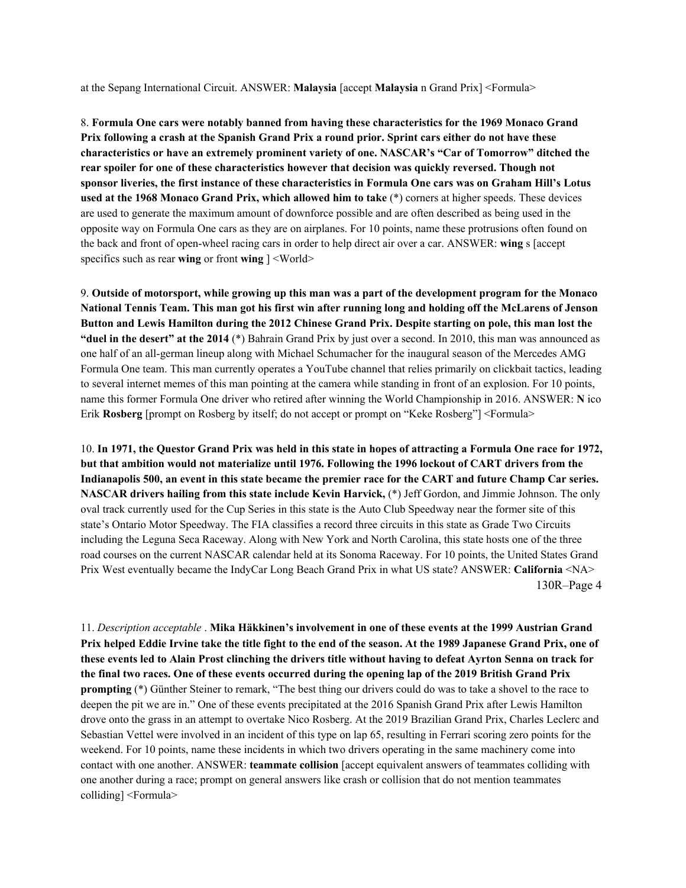at the Sepang International Circuit. ANSWER: **Malaysia** [accept **Malaysia** n Grand Prix] <Formula>

8. **Formula One cars were notably banned from having these characteristics for the 1969 Monaco Grand Prix following a crash at the Spanish Grand Prix a round prior. Sprint cars either do not have these characteristics or have an extremely prominent variety of one. NASCAR's "Car of Tomorrow" ditched the rear spoiler for one of these characteristics however that decision was quickly reversed. Though not sponsor liveries, the first instance of these characteristics in Formula One cars was on Graham Hill's Lotus used at the 1968 Monaco Grand Prix, which allowed him to take** (*) corners at higher speeds. These devices are used to generate the maximum amount of downforce possible and are often described as being used in the opposite way on Formula One cars as they are on airplanes. For 10 points, name these protrusions often found on the back and front of open-wheel racing cars in order to help direct air over a car. ANSWER: **wing** s [accept specifics such as rear **wing** or front **wing** ] <World>

9. **Outside of motorsport, while growing up this man was a part of the development program for the Monaco National Tennis Team. This man got his first win after running long and holding off the McLarens of Jenson Button and Lewis Hamilton during the 2012 Chinese Grand Prix. Despite starting on pole, this man lost the "duel in the desert" at the 2014** (*) Bahrain Grand Prix by just over a second. In 2010, this man was announced as one half of an all-german lineup along with Michael Schumacher for the inaugural season of the Mercedes AMG Formula One team. This man currently operates a YouTube channel that relies primarily on clickbait tactics, leading to several internet memes of this man pointing at the camera while standing in front of an explosion. For 10 points, name this former Formula One driver who retired after winning the World Championship in 2016. ANSWER: **N** ico Erik **Rosberg** [prompt on Rosberg by itself; do not accept or prompt on "Keke Rosberg"] <Formula>

10. **In 1971, the Questor Grand Prix was held in this state in hopes of attracting a Formula One race for 1972, but that ambition would not materialize until 1976. Following the 1996 lockout of CART drivers from the Indianapolis 500, an event in this state became the premier race for the CART and future Champ Car series. NASCAR drivers hailing from this state include Kevin Harvick,** (*) Jeff Gordon, and Jimmie Johnson. The only oval track currently used for the Cup Series in this state is the Auto Club Speedway near the former site of this state's Ontario Motor Speedway. The FIA classifies a record three circuits in this state as Grade Two Circuits including the Leguna Seca Raceway. Along with New York and North Carolina, this state hosts one of the three road courses on the current NASCAR calendar held at its Sonoma Raceway. For 10 points, the United States Grand Prix West eventually became the IndyCar Long Beach Grand Prix in what US state? ANSWER: **California** <NA>

11. *Description acceptable* . **Mika Häkkinen's involvement in one of these events at the 1999 Austrian Grand Prix helped Eddie Irvine take the title fight to the end of the season. At the 1989 Japanese Grand Prix, one of these events led to Alain Prost clinching the drivers title without having to defeat Ayrton Senna on track for the final two races. One of these events occurred during the opening lap of the 2019 British Grand Prix prompting** (*) Günther Steiner to remark, "The best thing our drivers could do was to take a shovel to the race to deepen the pit we are in." One of these events precipitated at the 2016 Spanish Grand Prix after Lewis Hamilton drove onto the grass in an attempt to overtake Nico Rosberg. At the 2019 Brazilian Grand Prix, Charles Leclerc and Sebastian Vettel were involved in an incident of this type on lap 65, resulting in Ferrari scoring zero points for the weekend. For 10 points, name these incidents in which two drivers operating in the same machinery come into contact with one another. ANSWER: **teammate collision** [accept equivalent answers of teammates colliding with one another during a race; prompt on general answers like crash or collision that do not mention teammates colliding] <Formula>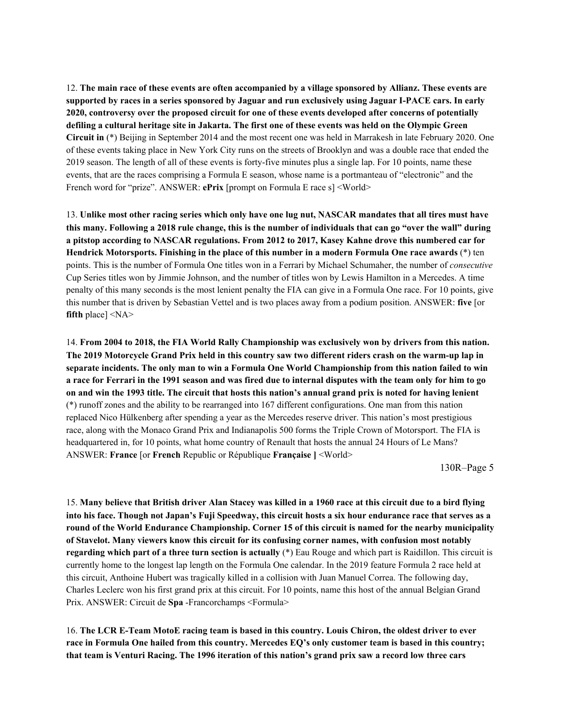12. **The main race of these events are often accompanied by a village sponsored by Allianz. These events are supported by races in a series sponsored by Jaguar and run exclusively using Jaguar I-PACE cars. In early 2020, controversy over the proposed circuit for one of these events developed after concerns of potentially defiling a cultural heritage site in Jakarta. The first one of these events was held on the Olympic Green Circuit in** (*) Beijing in September 2014 and the most recent one was held in Marrakesh in late February 2020. One of these events taking place in New York City runs on the streets of Brooklyn and was a double race that ended the 2019 season. The length of all of these events is forty-five minutes plus a single lap. For 10 points, name these events, that are the races comprising a Formula E season, whose name is a portmanteau of "electronic" and the French word for "prize". ANSWER: **ePrix** [prompt on Formula E race s] <World>

13. **Unlike most other racing series which only have one lug nut, NASCAR mandates that all tires must have this many. Following a 2018 rule change, this is the number of individuals that can go "over the wall" during a pitstop according to NASCAR regulations. From 2012 to 2017, Kasey Kahne drove this numbered car for Hendrick Motorsports. Finishing in the place of this number in a modern Formula One race awards** (*) ten points. This is the number of Formula One titles won in a Ferrari by Michael Schumaher, the number of *consecutive* Cup Series titles won by Jimmie Johnson, and the number of titles won by Lewis Hamilton in a Mercedes. A time penalty of this many seconds is the most lenient penalty the FIA can give in a Formula One race. For 10 points, give this number that is driven by Sebastian Vettel and is two places away from a podium position. ANSWER: **five** [or **fifth** place] <NA>

14. **From 2004 to 2018, the FIA World Rally Championship was exclusively won by drivers from this nation. The 2019 Motorcycle Grand Prix held in this country saw two different riders crash on the warm-up lap in separate incidents. The only man to win a Formula One World Championship from this nation failed to win a race for Ferrari in the 1991 season and was fired due to internal disputes with the team only for him to go on and win the 1993 title. The circuit that hosts this nation's annual grand prix is noted for having lenient** (*) runoff zones and the ability to be rearranged into 167 different configurations. One man from this nation replaced Nico Hülkenberg after spending a year as the Mercedes reserve driver. This nation's most prestigious race, along with the Monaco Grand Prix and Indianapolis 500 forms the Triple Crown of Motorsport. The FIA is headquartered in, for 10 points, what home country of Renault that hosts the annual 24 Hours of Le Mans? ANSWER: **France** [or **French** Republic or République **Française ]** <World>

15. **Many believe that British driver Alan Stacey was killed in a 1960 race at this circuit due to a bird flying into his face. Though not Japan's Fuji Speedway, this circuit hosts a six hour endurance race that serves as a round of the World Endurance Championship. Corner 15 of this circuit is named for the nearby municipality of Stavelot. Many viewers know this circuit for its confusing corner names, with confusion most notably regarding which part of a three turn section is actually** (*) Eau Rouge and which part is Raidillon. This circuit is currently home to the longest lap length on the Formula One calendar. In the 2019 feature Formula 2 race held at this circuit, Anthoine Hubert was tragically killed in a collision with Juan Manuel Correa. The following day, Charles Leclerc won his first grand prix at this circuit. For 10 points, name this host of the annual Belgian Grand Prix. ANSWER: Circuit de **Spa** -Francorchamps <Formula>

16. **The LCR E-Team MotoE racing team is based in this country. Louis Chiron, the oldest driver to ever race in Formula One hailed from this country. Mercedes EQ's only customer team is based in this country; that team is Venturi Racing. The 1996 iteration of this nation's grand prix saw a record low three cars**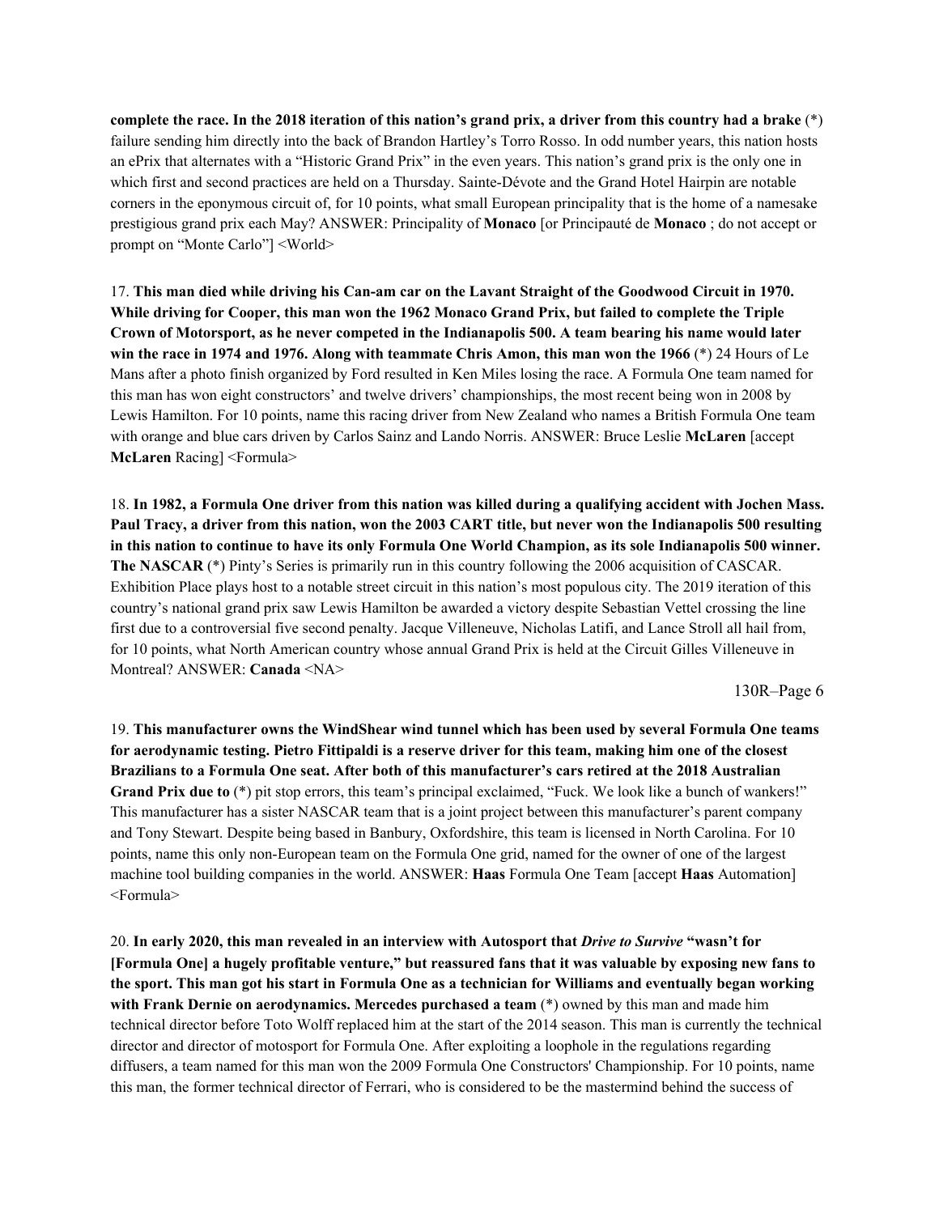**complete the race. In the 2018 iteration of this nation's grand prix, a driver from this country had a brake** (*) failure sending him directly into the back of Brandon Hartley's Torro Rosso. In odd number years, this nation hosts an ePrix that alternates with a "Historic Grand Prix" in the even years. This nation's grand prix is the only one in which first and second practices are held on a Thursday. Sainte-Dévote and the Grand Hotel Hairpin are notable corners in the eponymous circuit of, for 10 points, what small European principality that is the home of a namesake prestigious grand prix each May? ANSWER: Principality of **Monaco** [or Principauté de **Monaco** ; do not accept or prompt on "Monte Carlo"] <World>

17. **This man died while driving his Can-am car on the Lavant Straight of the Goodwood Circuit in 1970. While driving for Cooper, this man won the 1962 Monaco Grand Prix, but failed to complete the Triple Crown of Motorsport, as he never competed in the Indianapolis 500. A team bearing his name would later win the race in 1974 and 1976. Along with teammate Chris Amon, this man won the 1966** (*) 24 Hours of Le Mans after a photo finish organized by Ford resulted in Ken Miles losing the race. A Formula One team named for this man has won eight constructors' and twelve drivers' championships, the most recent being won in 2008 by Lewis Hamilton. For 10 points, name this racing driver from New Zealand who names a British Formula One team with orange and blue cars driven by Carlos Sainz and Lando Norris. ANSWER: Bruce Leslie **McLaren** [accept **McLaren** Racing] <Formula>

18. **In 1982, a Formula One driver from this nation was killed during a qualifying accident with Jochen Mass. Paul Tracy, a driver from this nation, won the 2003 CART title, but never won the Indianapolis 500 resulting in this nation to continue to have its only Formula One World Champion, as its sole Indianapolis 500 winner. The NASCAR** (*) Pinty's Series is primarily run in this country following the 2006 acquisition of CASCAR. Exhibition Place plays host to a notable street circuit in this nation's most populous city. The 2019 iteration of this country's national grand prix saw Lewis Hamilton be awarded a victory despite Sebastian Vettel crossing the line first due to a controversial five second penalty. Jacque Villeneuve, Nicholas Latifi, and Lance Stroll all hail from, for 10 points, what North American country whose annual Grand Prix is held at the Circuit Gilles Villeneuve in Montreal? ANSWER: **Canada** <NA>

19. **This manufacturer owns the WindShear wind tunnel which has been used by several Formula One teams for aerodynamic testing. Pietro Fittipaldi is a reserve driver for this team, making him one of the closest Brazilians to a Formula One seat. After both of this manufacturer's cars retired at the 2018 Australian Grand Prix due to** (*) pit stop errors, this team's principal exclaimed, "Fuck. We look like a bunch of wankers!" This manufacturer has a sister NASCAR team that is a joint project between this manufacturer's parent company and Tony Stewart. Despite being based in Banbury, Oxfordshire, this team is licensed in North Carolina. For 10 points, name this only non-European team on the Formula One grid, named for the owner of one of the largest machine tool building companies in the world. ANSWER: **Haas** Formula One Team [accept **Haas** Automation] <Formula>

20. **In early 2020, this man revealed in an interview with Autosport that *Drive to Survive* "wasn't for [Formula One] a hugely profitable venture," but reassured fans that it was valuable by exposing new fans to the sport. This man got his start in Formula One as a technician for Williams and eventually began working with Frank Dernie on aerodynamics. Mercedes purchased a team** (*) owned by this man and made him technical director before Toto Wolff replaced him at the start of the 2014 season. This man is currently the technical director and director of motosport for Formula One. After exploiting a loophole in the regulations regarding diffusers, a team named for this man won the 2009 Formula One Constructors' Championship. For 10 points, name this man, the former technical director of Ferrari, who is considered to be the mastermind behind the success of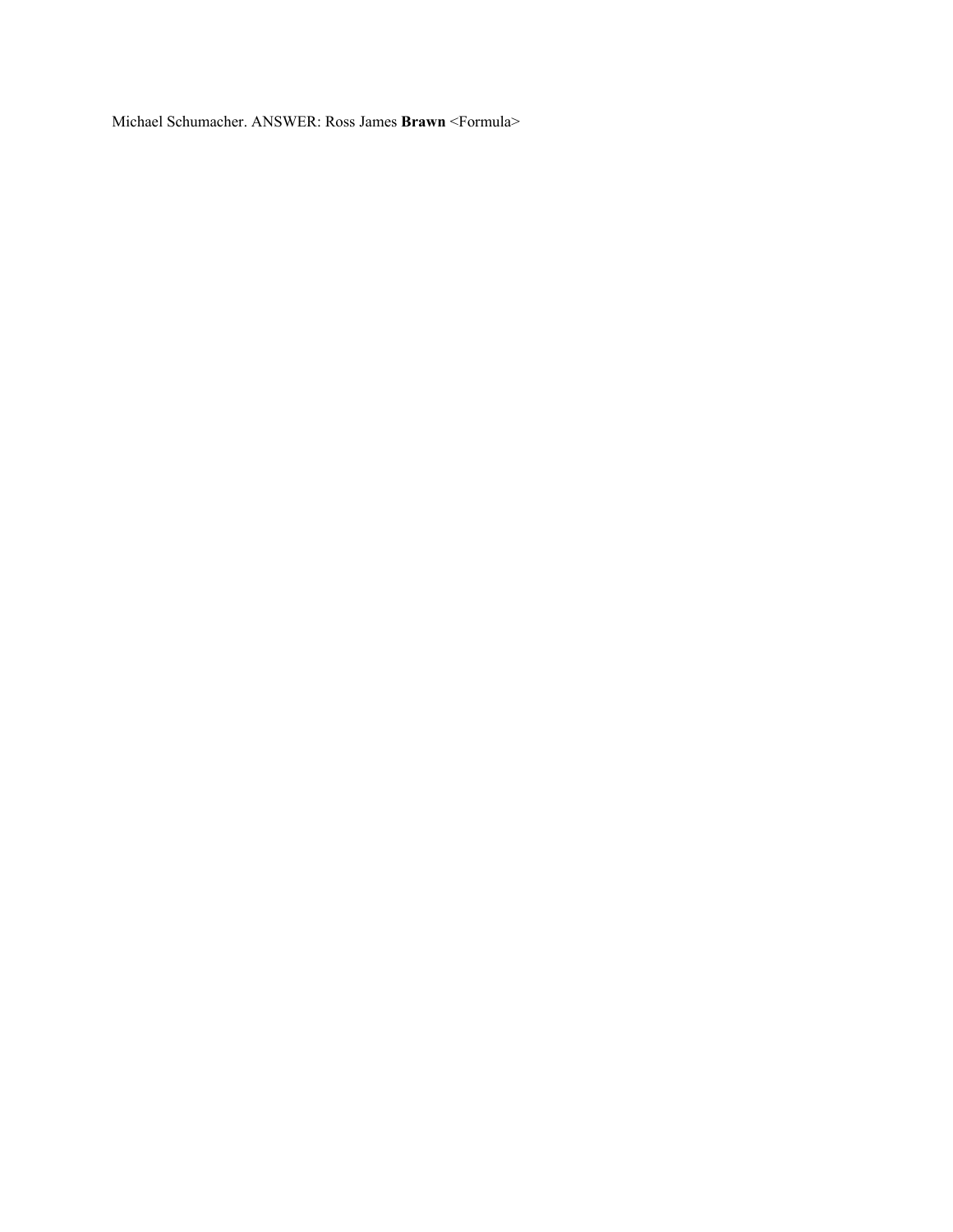Michael Schumacher. ANSWER: Ross James **Brawn** <Formula>